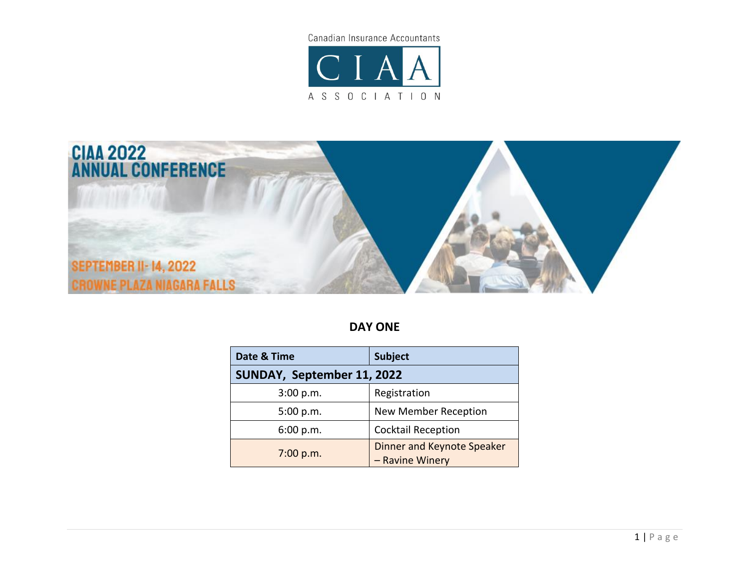Canadian Insurance Accountants

CIAA

ASSOCIATION

# CIAA 2022 ANNUAL CONFERENCE

SEPTEMBER 11- 14, 2022
CROWNE PLAZA NIAGARA FALLS

## DAY ONE

| Date & Time | Subject |
|---|---|
| **SUNDAY, September 11, 2022** | |
| 3:00 p.m. | Registration |
| 5:00 p.m. | New Member Reception |
| 6:00 p.m. | Cocktail Reception |
| 7:00 p.m. | Dinner and Keynote Speaker – Ravine Winery |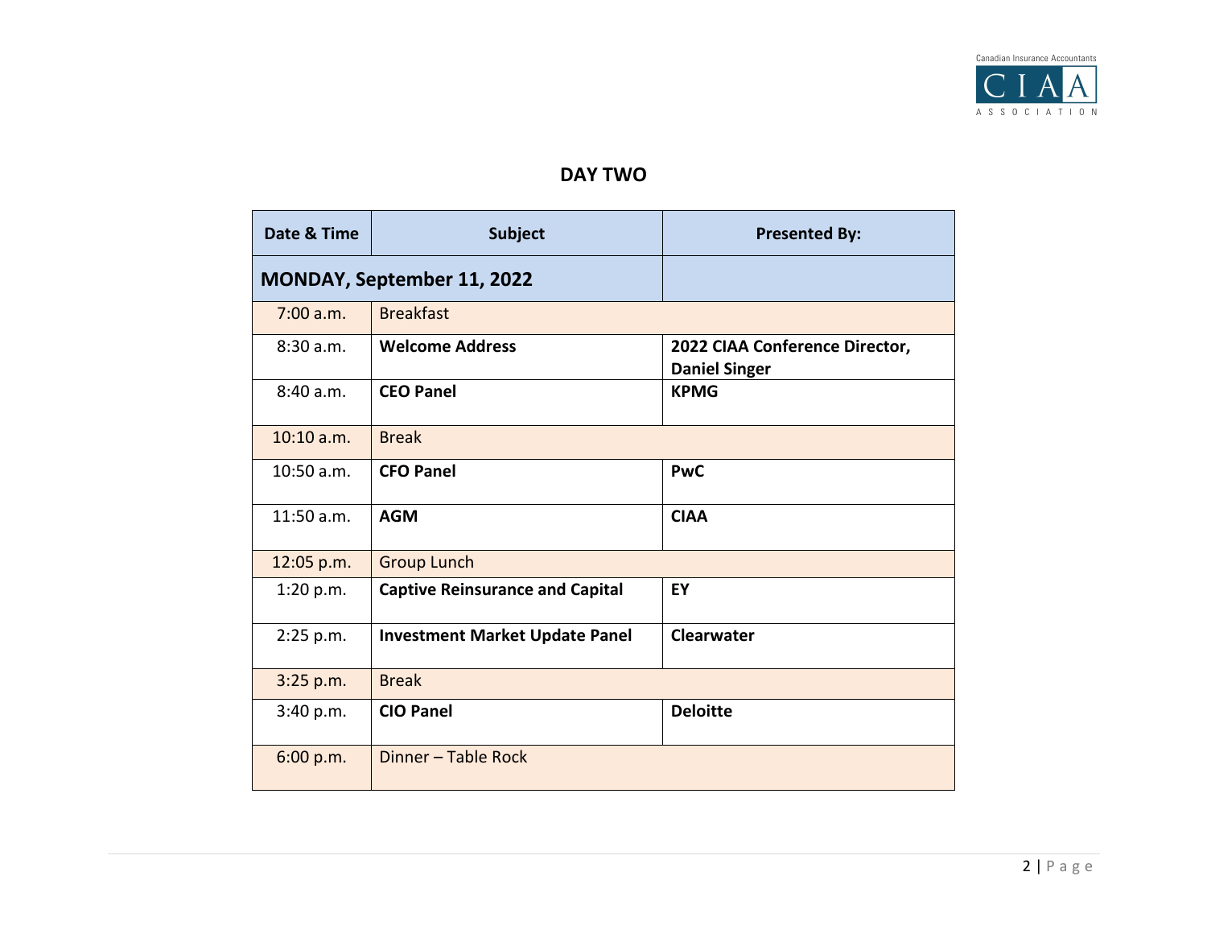## DAY TWO

| Date & Time | Subject | Presented By: |
|---|---|---|
| **MONDAY, September 11, 2022** | | |
| 7:00 a.m. | Breakfast | |
| 8:30 a.m. | **Welcome Address** | **2022 CIAA Conference Director, Daniel Singer** |
| 8:40 a.m. | **CEO Panel** | **KPMG** |
| 10:10 a.m. | Break | |
| 10:50 a.m. | **CFO Panel** | **PwC** |
| 11:50 a.m. | **AGM** | **CIAA** |
| 12:05 p.m. | Group Lunch | |
| 1:20 p.m. | **Captive Reinsurance and Capital** | **EY** |
| 2:25 p.m. | **Investment Market Update Panel** | **Clearwater** |
| 3:25 p.m. | Break | |
| 3:40 p.m. | **CIO Panel** | **Deloitte** |
| 6:00 p.m. | Dinner – Table Rock | |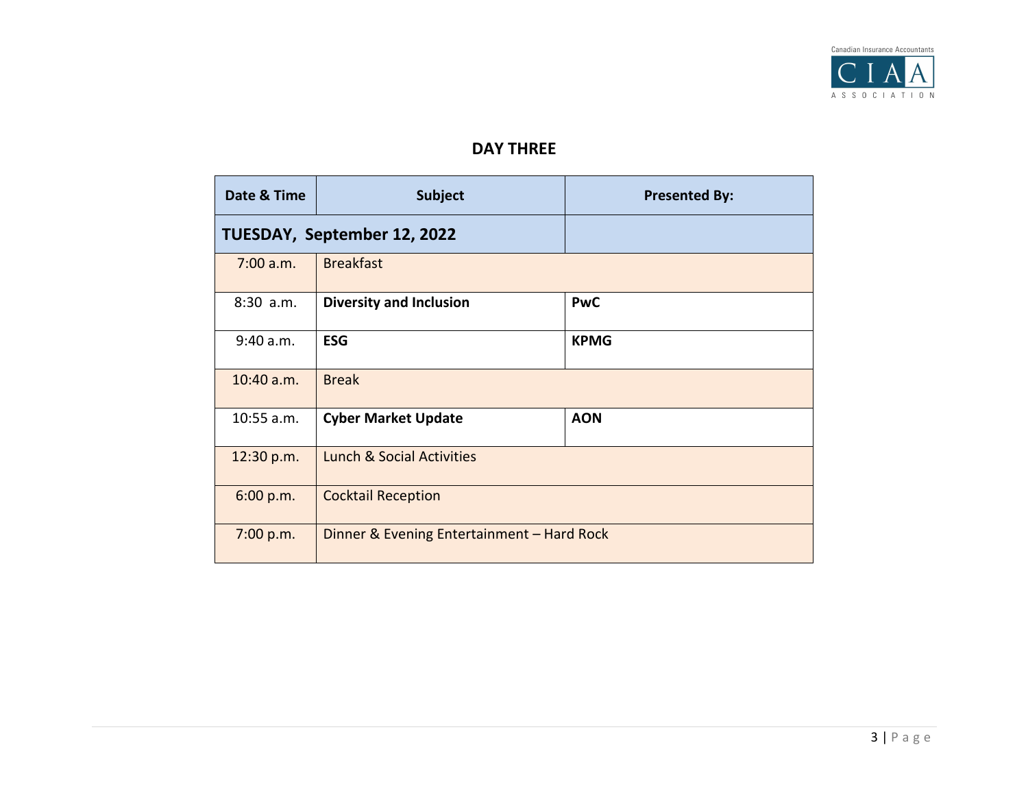## DAY THREE

| Date & Time | Subject | Presented By: |
|---|---|---|
| **TUESDAY, September 12, 2022** | | |
| 7:00 a.m. | Breakfast | |
| 8:30 a.m. | **Diversity and Inclusion** | **PwC** |
| 9:40 a.m. | **ESG** | **KPMG** |
| 10:40 a.m. | Break | |
| 10:55 a.m. | **Cyber Market Update** | **AON** |
| 12:30 p.m. | Lunch & Social Activities | |
| 6:00 p.m. | Cocktail Reception | |
| 7:00 p.m. | Dinner & Evening Entertainment – Hard Rock | |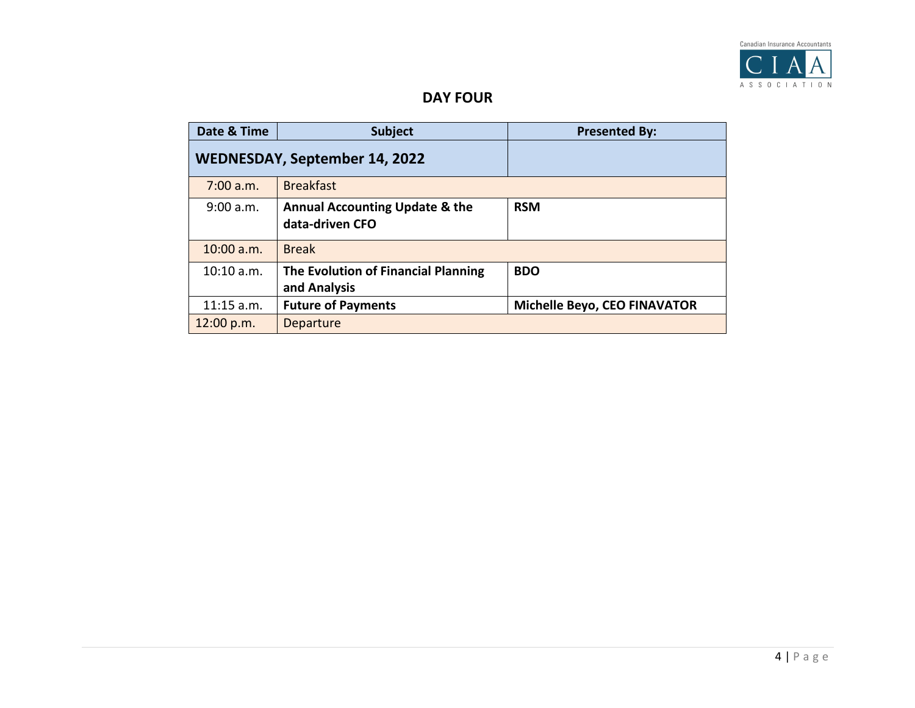Canadian Insurance Accountants
CIAA
ASSOCIATION

## DAY FOUR

| Date & Time | Subject | Presented By: |
|---|---|---|
| **WEDNESDAY, September 14, 2022** | | |
| 7:00 a.m. | Breakfast | |
| 9:00 a.m. | **Annual Accounting Update & the data-driven CFO** | **RSM** |
| 10:00 a.m. | Break | |
| 10:10 a.m. | **The Evolution of Financial Planning and Analysis** | **BDO** |
| 11:15 a.m. | **Future of Payments** | **Michelle Beyo, CEO FINAVATOR** |
| 12:00 p.m. | Departure | |